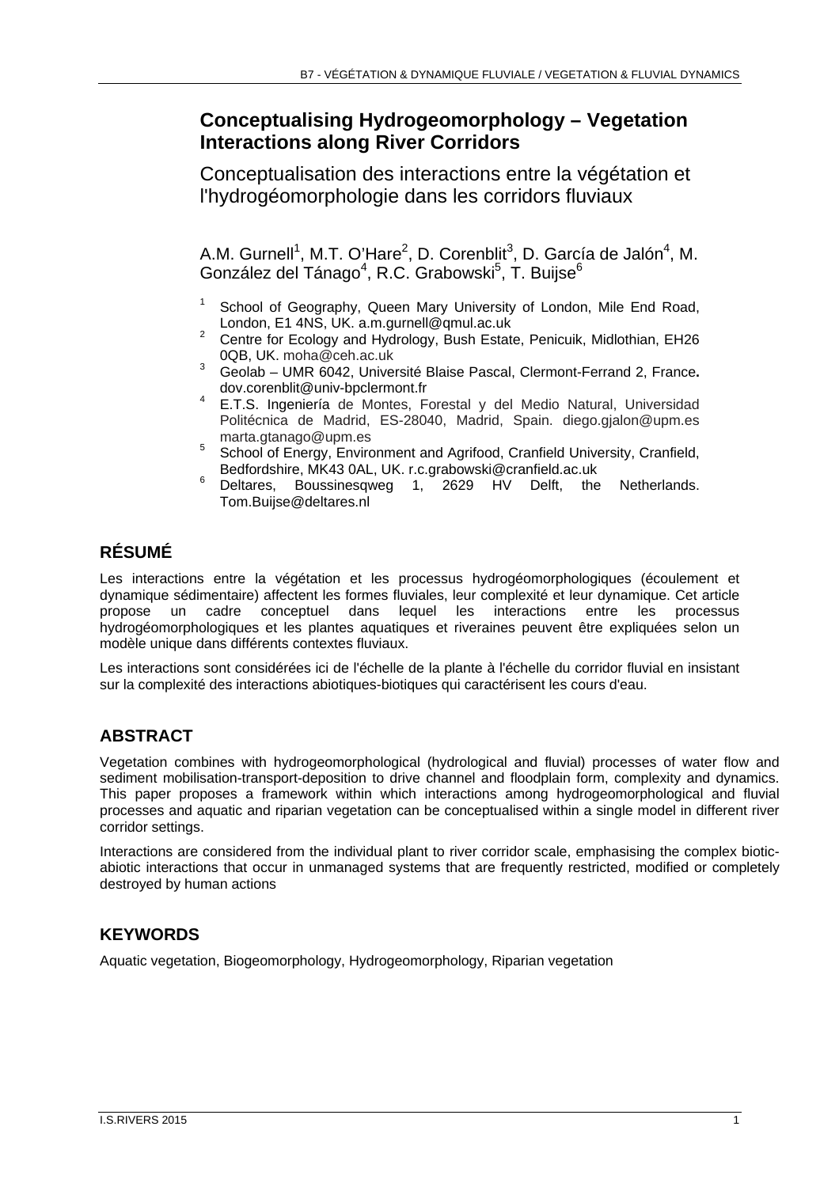# Conceptualising Hydrogeomorphology – Vegetation Interactions along River Corridors

## Conceptualisation des interactions entre la végétation et l'hydrogéomorphologie dans les corridors fluviaux

A.M. Gurnell[1], M.T. O'Hare[2], D. Corenblit[3], D. García de Jalón[4], M. González del Tánago[4], R.C. Grabowski[5], T. Buijse[6]

[1] School of Geography, Queen Mary University of London, Mile End Road, London, E1 4NS, UK. a.m.gurnell@qmul.ac.uk
[2] Centre for Ecology and Hydrology, Bush Estate, Penicuik, Midlothian, EH26 0QB, UK. moha@ceh.ac.uk
[3] Geolab – UMR 6042, Université Blaise Pascal, Clermont-Ferrand 2, France. dov.corenblit@univ-bpclermont.fr
[4] E.T.S. Ingeniería de Montes, Forestal y del Medio Natural, Universidad Politécnica de Madrid, ES-28040, Madrid, Spain. diego.gjalon@upm.es marta.gtanago@upm.es
[5] School of Energy, Environment and Agrifood, Cranfield University, Cranfield, Bedfordshire, MK43 0AL, UK. r.c.grabowski@cranfield.ac.uk
[6] Deltares, Boussinesqweg 1, 2629 HV Delft, the Netherlands. Tom.Buijse@deltares.nl

## RÉSUMÉ

Les interactions entre la végétation et les processus hydrogéomorphologiques (écoulement et dynamique sédimentaire) affectent les formes fluviales, leur complexité et leur dynamique. Cet article propose un cadre conceptuel dans lequel les interactions entre les processus hydrogéomorphologiques et les plantes aquatiques et riveraines peuvent être expliquées selon un modèle unique dans différents contextes fluviaux.

Les interactions sont considérées ici de l'échelle de la plante à l'échelle du corridor fluvial en insistant sur la complexité des interactions abiotiques-biotiques qui caractérisent les cours d'eau.

## ABSTRACT

Vegetation combines with hydrogeomorphological (hydrological and fluvial) processes of water flow and sediment mobilisation-transport-deposition to drive channel and floodplain form, complexity and dynamics. This paper proposes a framework within which interactions among hydrogeomorphological and fluvial processes and aquatic and riparian vegetation can be conceptualised within a single model in different river corridor settings.

Interactions are considered from the individual plant to river corridor scale, emphasising the complex biotic-abiotic interactions that occur in unmanaged systems that are frequently restricted, modified or completely destroyed by human actions

## KEYWORDS

Aquatic vegetation, Biogeomorphology, Hydrogeomorphology, Riparian vegetation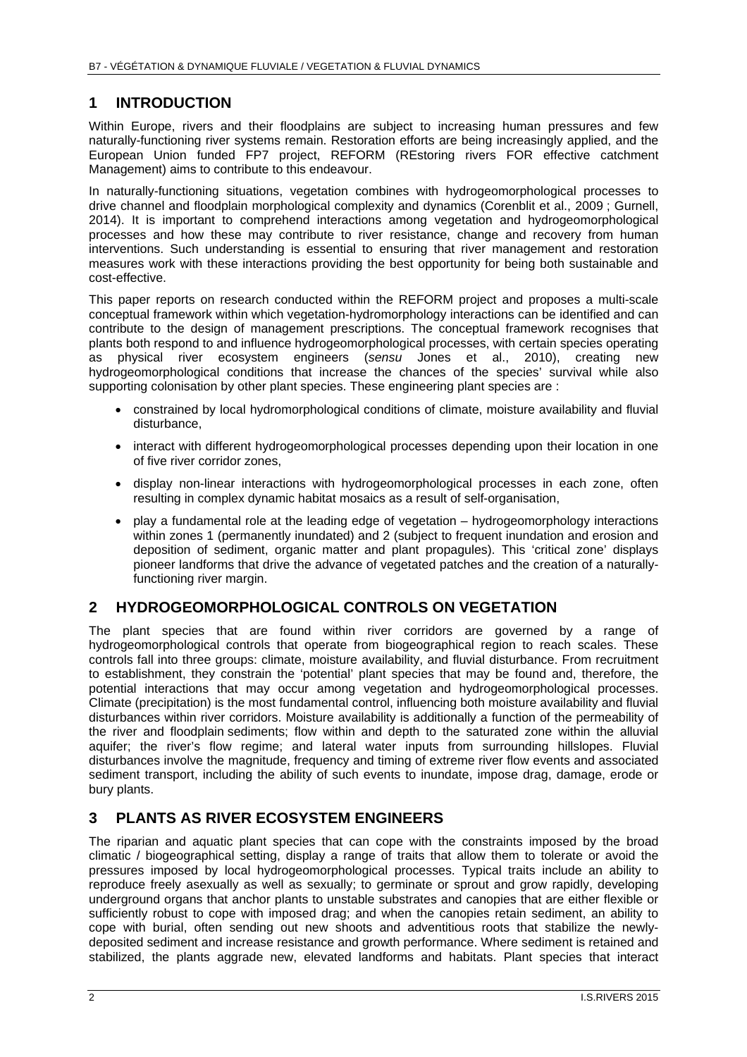## 1 INTRODUCTION

Within Europe, rivers and their floodplains are subject to increasing human pressures and few naturally-functioning river systems remain. Restoration efforts are being increasingly applied, and the European Union funded FP7 project, REFORM (REstoring rivers FOR effective catchment Management) aims to contribute to this endeavour.

In naturally-functioning situations, vegetation combines with hydrogeomorphological processes to drive channel and floodplain morphological complexity and dynamics (Corenblit et al., 2009 ; Gurnell, 2014). It is important to comprehend interactions among vegetation and hydrogeomorphological processes and how these may contribute to river resistance, change and recovery from human interventions. Such understanding is essential to ensuring that river management and restoration measures work with these interactions providing the best opportunity for being both sustainable and cost-effective.

This paper reports on research conducted within the REFORM project and proposes a multi-scale conceptual framework within which vegetation-hydromorphology interactions can be identified and can contribute to the design of management prescriptions. The conceptual framework recognises that plants both respond to and influence hydrogeomorphological processes, with certain species operating as physical river ecosystem engineers (*sensu* Jones et al., 2010), creating new hydrogeomorphological conditions that increase the chances of the species' survival while also supporting colonisation by other plant species. These engineering plant species are :

- constrained by local hydromorphological conditions of climate, moisture availability and fluvial disturbance,
- interact with different hydrogeomorphological processes depending upon their location in one of five river corridor zones,
- display non-linear interactions with hydrogeomorphological processes in each zone, often resulting in complex dynamic habitat mosaics as a result of self-organisation,
- play a fundamental role at the leading edge of vegetation – hydrogeomorphology interactions within zones 1 (permanently inundated) and 2 (subject to frequent inundation and erosion and deposition of sediment, organic matter and plant propagules). This 'critical zone' displays pioneer landforms that drive the advance of vegetated patches and the creation of a naturally-functioning river margin.

## 2 HYDROGEOMORPHOLOGICAL CONTROLS ON VEGETATION

The plant species that are found within river corridors are governed by a range of hydrogeomorphological controls that operate from biogeographical region to reach scales. These controls fall into three groups: climate, moisture availability, and fluvial disturbance. From recruitment to establishment, they constrain the 'potential' plant species that may be found and, therefore, the potential interactions that may occur among vegetation and hydrogeomorphological processes. Climate (precipitation) is the most fundamental control, influencing both moisture availability and fluvial disturbances within river corridors. Moisture availability is additionally a function of the permeability of the river and floodplain sediments; flow within and depth to the saturated zone within the alluvial aquifer; the river's flow regime; and lateral water inputs from surrounding hillslopes. Fluvial disturbances involve the magnitude, frequency and timing of extreme river flow events and associated sediment transport, including the ability of such events to inundate, impose drag, damage, erode or bury plants.

## 3 PLANTS AS RIVER ECOSYSTEM ENGINEERS

The riparian and aquatic plant species that can cope with the constraints imposed by the broad climatic / biogeographical setting, display a range of traits that allow them to tolerate or avoid the pressures imposed by local hydrogeomorphological processes. Typical traits include an ability to reproduce freely asexually as well as sexually; to germinate or sprout and grow rapidly, developing underground organs that anchor plants to unstable substrates and canopies that are either flexible or sufficiently robust to cope with imposed drag; and when the canopies retain sediment, an ability to cope with burial, often sending out new shoots and adventitious roots that stabilize the newly-deposited sediment and increase resistance and growth performance. Where sediment is retained and stabilized, the plants aggrade new, elevated landforms and habitats. Plant species that interact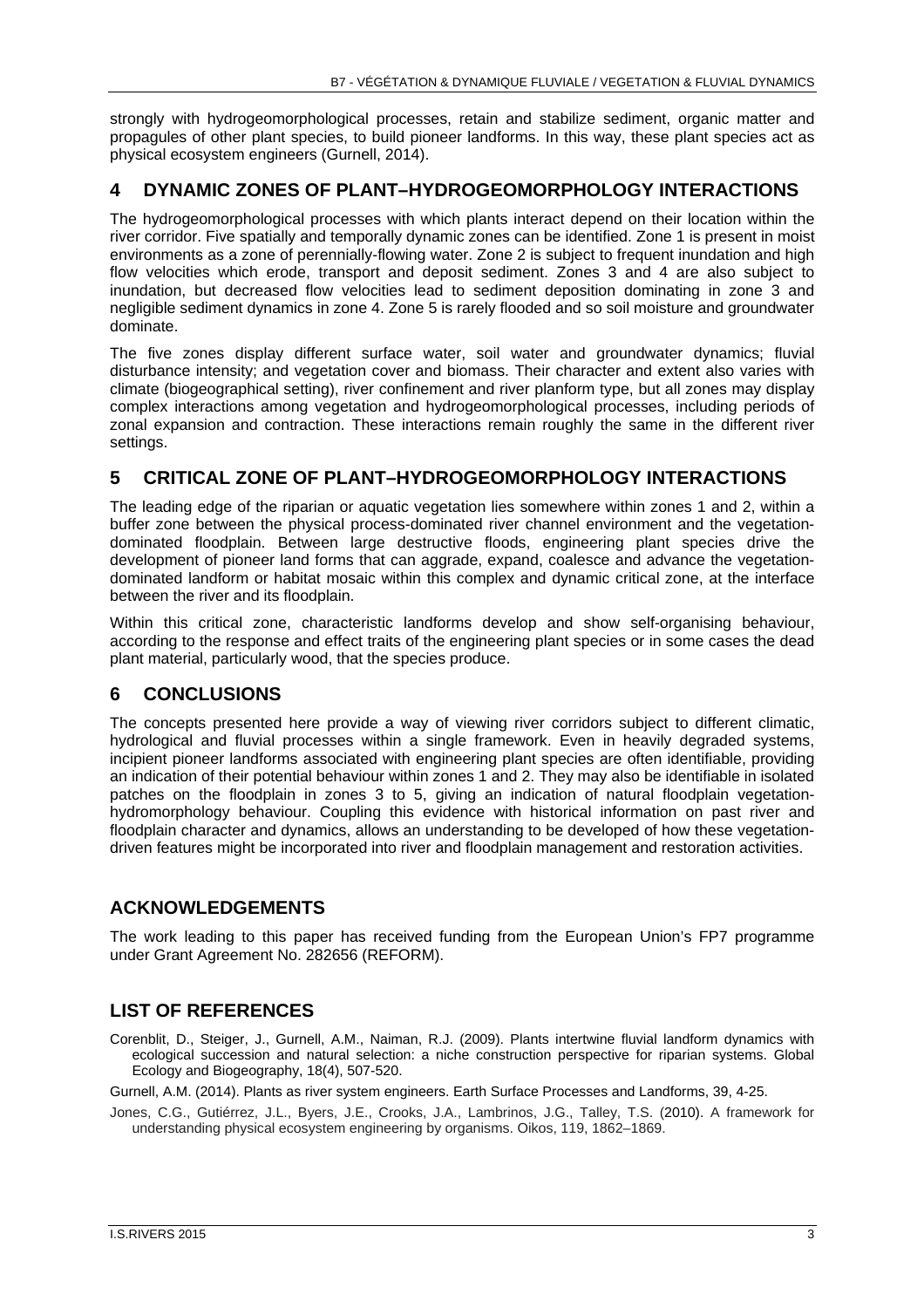strongly with hydrogeomorphological processes, retain and stabilize sediment, organic matter and propagules of other plant species, to build pioneer landforms. In this way, these plant species act as physical ecosystem engineers (Gurnell, 2014).

## 4 DYNAMIC ZONES OF PLANT–HYDROGEOMORPHOLOGY INTERACTIONS

The hydrogeomorphological processes with which plants interact depend on their location within the river corridor. Five spatially and temporally dynamic zones can be identified. Zone 1 is present in moist environments as a zone of perennially-flowing water. Zone 2 is subject to frequent inundation and high flow velocities which erode, transport and deposit sediment. Zones 3 and 4 are also subject to inundation, but decreased flow velocities lead to sediment deposition dominating in zone 3 and negligible sediment dynamics in zone 4. Zone 5 is rarely flooded and so soil moisture and groundwater dominate.

The five zones display different surface water, soil water and groundwater dynamics; fluvial disturbance intensity; and vegetation cover and biomass. Their character and extent also varies with climate (biogeographical setting), river confinement and river planform type, but all zones may display complex interactions among vegetation and hydrogeomorphological processes, including periods of zonal expansion and contraction. These interactions remain roughly the same in the different river settings.

## 5 CRITICAL ZONE OF PLANT–HYDROGEOMORPHOLOGY INTERACTIONS

The leading edge of the riparian or aquatic vegetation lies somewhere within zones 1 and 2, within a buffer zone between the physical process-dominated river channel environment and the vegetation-dominated floodplain. Between large destructive floods, engineering plant species drive the development of pioneer land forms that can aggrade, expand, coalesce and advance the vegetation-dominated landform or habitat mosaic within this complex and dynamic critical zone, at the interface between the river and its floodplain.

Within this critical zone, characteristic landforms develop and show self-organising behaviour, according to the response and effect traits of the engineering plant species or in some cases the dead plant material, particularly wood, that the species produce.

## 6 CONCLUSIONS

The concepts presented here provide a way of viewing river corridors subject to different climatic, hydrological and fluvial processes within a single framework. Even in heavily degraded systems, incipient pioneer landforms associated with engineering plant species are often identifiable, providing an indication of their potential behaviour within zones 1 and 2. They may also be identifiable in isolated patches on the floodplain in zones 3 to 5, giving an indication of natural floodplain vegetation-hydromorphology behaviour. Coupling this evidence with historical information on past river and floodplain character and dynamics, allows an understanding to be developed of how these vegetation-driven features might be incorporated into river and floodplain management and restoration activities.

## ACKNOWLEDGEMENTS

The work leading to this paper has received funding from the European Union's FP7 programme under Grant Agreement No. 282656 (REFORM).

## LIST OF REFERENCES

Corenblit, D., Steiger, J., Gurnell, A.M., Naiman, R.J. (2009). Plants intertwine fluvial landform dynamics with ecological succession and natural selection: a niche construction perspective for riparian systems. Global Ecology and Biogeography, 18(4), 507-520.

Gurnell, A.M. (2014). Plants as river system engineers. Earth Surface Processes and Landforms, 39, 4-25.

Jones, C.G., Gutiérrez, J.L., Byers, J.E., Crooks, J.A., Lambrinos, J.G., Talley, T.S. (2010). A framework for understanding physical ecosystem engineering by organisms. Oikos, 119, 1862–1869.